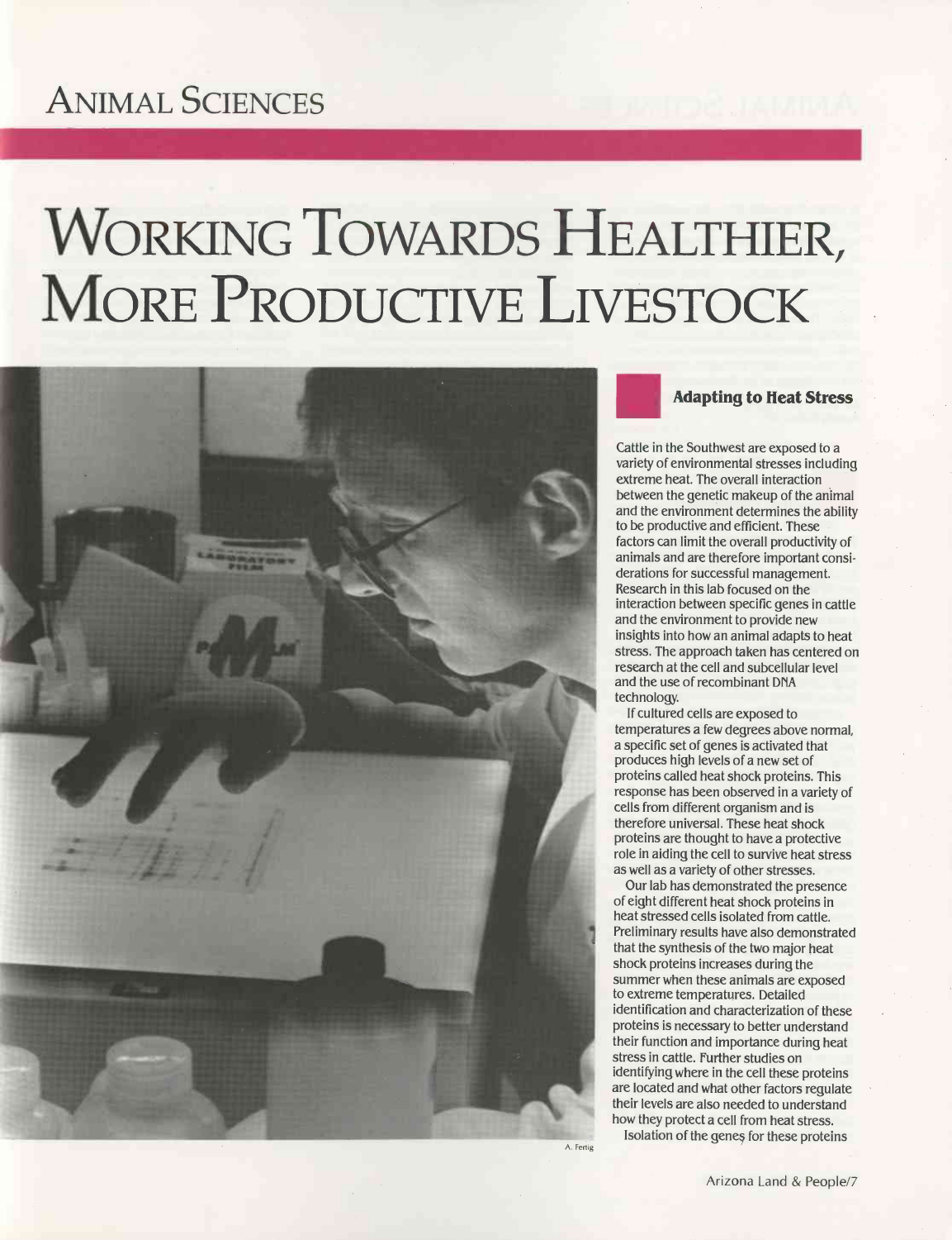## ANIMAL SCIENCES

# WORKING TOWARDS HEALTHIER, MORE PRODUCTIVE LIVESTOCK

A. Fertig

### Adapting to Heat Stress

Cattle in the Southwest are exposed to a variety of environmental stresses including extreme heat. The overall interaction between the genetic makeup of the animal and the environment determines the ability to be productive and efficient. These factors can limit the overall productivity of animals and are therefore important considerations for successful management. Research in this lab focused on the interaction between specific genes in cattle and the environment to provide new insights into how an animal adapts to heat stress. The approach taken has centered on research at the cell and subcellular level and the use of recombinant DNA technology.

If cultured cells are exposed to temperatures a few degrees above normal, a specific set of genes is activated that produces high levels of a new set of proteins called heat shock proteins. This response has been observed in a variety of cells from different organism and is therefore universal. These heat shock proteins are thought to have a protective role in aiding the cell to survive heat stress as well as a variety of other stresses.

Our lab has demonstrated the presence of eight different heat shock proteins in heat stressed cells isolated from cattle. Preliminary results have also demonstrated that the synthesis of the two major heat shock proteins increases during the summer when these animals are exposed to extreme temperatures. Detailed identification and characterization of these proteins is necessary to better understand their function and importance during heat stress in cattle. Further studies on identifying where in the cell these proteins are located and what other factors regulate their levels are also needed to understand how they protect a cell from heat stress.

Isolation of the genes for these proteins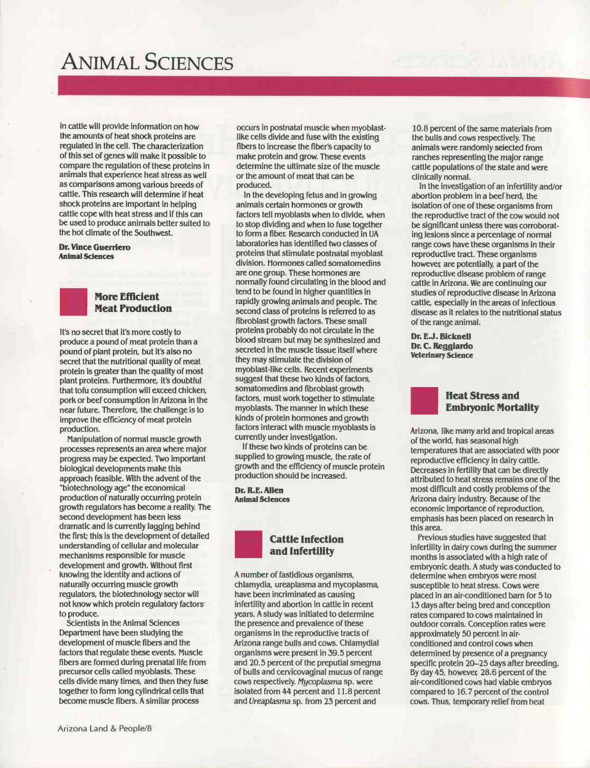# Animal Sciences

in cattle will provide information on how the amounts of heat shock proteins are regulated in the cell. The characterization of this set of genes will make it possible to compare the regulation of these proteins in animals that experience heat stress as well as comparisons among various breeds of cattle. This research will determine if heat shock proteins are important in helping cattle cope with heat stress and if this can be used to produce animals better suited to the hot climate of the Southwest.

**Dr. Vince Guerriero**
**Animal Sciences**

## More Efficient Meat Production

It's no secret that it's more costly to produce a pound of meat protein than a pound of plant protein, but it's also no secret that the nutritional quality of meat protein is greater than the quality of most plant proteins. Furthermore, it's doubtful that tofu consumption will exceed chicken, pork or beef consumption in Arizona in the near future. Therefore, the challenge is to improve the efficiency of meat protein production.

Manipulation of normal muscle growth processes represents an area where major progress may be expected. Two important biological developments make this approach feasible. With the advent of the "biotechnology age" the economical production of naturally occurring protein growth regulators has become a reality. The second development has been less dramatic and is currently lagging behind the first; this is the development of detailed understanding of cellular and molecular mechanisms responsible for muscle development and growth. Without first knowing the identity and actions of naturally occurring muscle growth regulators, the biotechnology sector will not know which protein regulatory factors to produce.

Scientists in the Animal Sciences Department have been studying the development of muscle fibers and the factors that regulate these events. Muscle fibers are formed during prenatal life from precursor cells called myoblasts. These cells divide many times, and then they fuse together to form long cylindrical cells that become muscle fibers. A similar process occurs in postnatal muscle when myoblast-like cells divide and fuse with the existing fibers to increase the fiber's capacity to make protein and grow. These events determine the ultimate size of the muscle or the amount of meat that can be produced.

In the developing fetus and in growing animals certain hormones or growth factors tell myoblasts when to divide, when to stop dividing and when to fuse together to form a fiber. Research conducted in UA laboratories has identified two classes of proteins that stimulate postnatal myoblast division. Hormones called somatomedins are one group. These hormones are normally found circulating in the blood and tend to be found in higher quantities in rapidly growing animals and people. The second class of proteins is referred to as fibroblast growth factors. These small proteins probably do not circulate in the blood stream but may be synthesized and secreted in the muscle tissue itself where they may stimulate the division of myoblast-like cells. Recent experiments suggest that these two kinds of factors, somatomedins and fibroblast growth factors, must work together to stimulate myoblasts. The manner in which these kinds of protein hormones and growth factors interact with muscle myoblasts is currently under investigation.

If these two kinds of proteins can be supplied to growing muscle, the rate of growth and the efficiency of muscle protein production should be increased.

**Dr. R.E. Allen**
**Animal Sciences**

## Cattle Infection and Infertility

A number of fastidious organisms, chlamydia, ureaplasma and mycoplasma, have been incriminated as causing infertility and abortion in cattle in recent years. A study was initiated to determine the presence and prevalence of these organisms in the reproductive tracts of Arizona range bulls and cows. Chlamydial organisms were present in 39.5 percent and 20.5 percent of the preputial smegma of bulls and cervicovaginal mucus of range cows respectively. *Mycoplasma* sp. were isolated from 44 percent and 11.8 percent and *Ureaplasma* sp. from 23 percent and 10.8 percent of the same materials from the bulls and cows respectively. The animals were randomly selected from ranches representing the major range cattle populations of the state and were clinically normal.

In the investigation of an infertility and/or abortion problem in a beef herd, the isolation of one of these organisms from the reproductive tract of the cow would not be significant unless there was corroborating lesions since a percentage of normal range cows have these organisms in their reproductive tract. These organisms however, are potentially, a part of the reproductive disease problem of range cattle in Arizona. We are continuing our studies of reproductive disease in Arizona cattle, especially in the areas of infectious disease as it relates to the nutritional status of the range animal.

**Dr. E.J. Bicknell**
**Dr. C. Reggiardo**
**Veterinary Science**

## Heat Stress and Embryonic Mortality

Arizona, like many arid and tropical areas of the world, has seasonal high temperatures that are associated with poor reproductive efficiency in dairy cattle. Decreases in fertility that can be directly attributed to heat stress remains one of the most difficult and costly problems of the Arizona dairy industry. Because of the economic importance of reproduction, emphasis has been placed on research in this area.

Previous studies have suggested that infertility in dairy cows during the summer months is associated with a high rate of embryonic death. A study was conducted to determine when embryos were most susceptible to heat stress. Cows were placed in an air-conditioned barn for 5 to 13 days after being bred and conception rates compared to cows maintained in outdoor corrals. Conception rates were approximately 50 percent in air-conditioned and control cows when determined by presence of a pregnancy specific protein 20–25 days after breeding. By day 45, however, 28.6 percent of the air-conditioned cows had viable embryos compared to 16.7 percent of the control cows. Thus, temporary relief from heat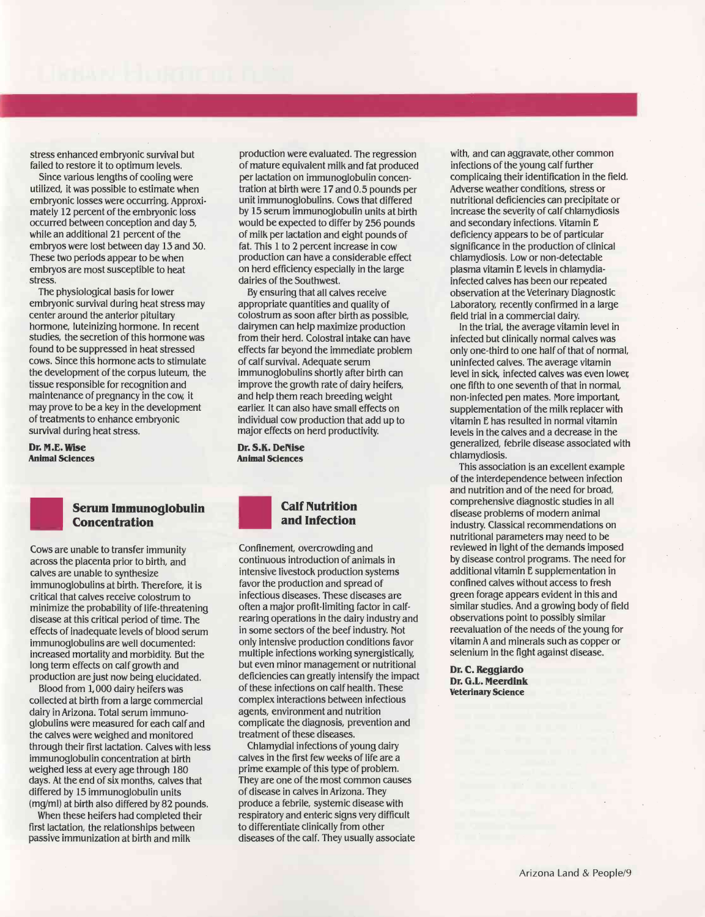stress enhanced embryonic survival but failed to restore it to optimum levels.

Since various lengths of cooling were utilized, it was possible to estimate when embryonic losses were occurring. Approximately 12 percent of the embryonic loss occurred between conception and day 5, while an additional 21 percent of the embryos were lost between day 13 and 30. These two periods appear to be when embryos are most susceptible to heat stress.

The physiological basis for lower embryonic survival during heat stress may center around the anterior pituitary hormone, luteinizing hormone. In recent studies, the secretion of this hormone was found to be suppressed in heat stressed cows. Since this hormone acts to stimulate the development of the corpus luteum, the tissue responsible for recognition and maintenance of pregnancy in the cow, it may prove to be a key in the development of treatments to enhance embryonic survival during heat stress.

**Dr. M.E. Wise**
**Animal Sciences**

## Serum Immunoglobulin Concentration

Cows are unable to transfer immunity across the placenta prior to birth, and calves are unable to synthesize immunoglobulins at birth. Therefore, it is critical that calves receive colostrum to minimize the probability of life-threatening disease at this critical period of time. The effects of inadequate levels of blood serum immunoglobulins are well documented: increased mortality and morbidity. But the long term effects on calf growth and production are just now being elucidated.

Blood from 1,000 dairy heifers was collected at birth from a large commercial dairy in Arizona. Total serum immunoglobulins were measured for each calf and the calves were weighed and monitored through their first lactation. Calves with less immunoglobulin concentration at birth weighed less at every age through 180 days. At the end of six months, calves that differed by 15 immunoglobulin units (mg/ml) at birth also differed by 82 pounds.

When these heifers had completed their first lactation, the relationships between passive immunization at birth and milk production were evaluated. The regression of mature equivalent milk and fat produced per lactation on immunoglobulin concentration at birth were 17 and 0.5 pounds per unit immunoglobulins. Cows that differed by 15 serum immunoglobulin units at birth would be expected to differ by 256 pounds of milk per lactation and eight pounds of fat. This 1 to 2 percent increase in cow production can have a considerable effect on herd efficiency especially in the large dairies of the Southwest.

By ensuring that all calves receive appropriate quantities and quality of colostrum as soon after birth as possible, dairymen can help maximize production from their herd. Colostral intake can have effects far beyond the immediate problem of calf survival. Adequate serum immunoglobulins shortly after birth can improve the growth rate of dairy heifers, and help them reach breeding weight earlier. It can also have small effects on individual cow production that add up to major effects on herd productivity.

**Dr. S.K. DeNise**
**Animal Sciences**

## Calf Nutrition and Infection

Confinement, overcrowding and continuous introduction of animals in intensive livestock production systems favor the production and spread of infectious diseases. These diseases are often a major profit-limiting factor in calf-rearing operations in the dairy industry and in some sectors of the beef industry. Not only intensive production conditions favor multiple infections working synergistically, but even minor management or nutritional deficiencies can greatly intensify the impact of these infections on calf health. These complex interactions between infectious agents, environment and nutrition complicate the diagnosis, prevention and treatment of these diseases.

Chlamydial infections of young dairy calves in the first few weeks of life are a prime example of this type of problem. They are one of the most common causes of disease in calves in Arizona. They produce a febrile, systemic disease with respiratory and enteric signs very difficult to differentiate clinically from other diseases of the calf. They usually associate with, and can aggravate, other common infections of the young calf further complicaing their identification in the field. Adverse weather conditions, stress or nutritional deficiencies can precipitate or increase the severity of calf chlamydiosis and secondary infections. Vitamin E deficiency appears to be of particular significance in the production of clinical chlamydiosis. Low or non-detectable plasma vitamin E levels in chlamydia-infected calves has been our repeated observation at the Veterinary Diagnostic Laboratory, recently confirmed in a large field trial in a commercial dairy.

In the trial, the average vitamin level in infected but clinically normal calves was only one-third to one half of that of normal, uninfected calves. The average vitamin level in sick, infected calves was even lower, one fifth to one seventh of that in normal, non-infected pen mates. More important, supplementation of the milk replacer with vitamin E has resulted in normal vitamin levels in the calves and a decrease in the generalized, febrile disease associated with chlamydiosis.

This association is an excellent example of the interdependence between infection and nutrition and of the need for broad, comprehensive diagnostic studies in all disease problems of modern animal industry. Classical recommendations on nutritional parameters may need to be reviewed in light of the demands imposed by disease control programs. The need for additional vitamin E supplementation in confined calves without access to fresh green forage appears evident in this and similar studies. And a growing body of field observations point to possibly similar reevaluation of the needs of the young for vitamin A and minerals such as copper or selenium in the fight against disease.

**Dr. C. Reggiardo**
**Dr. G.L. Meerdink**
**Veterinary Science**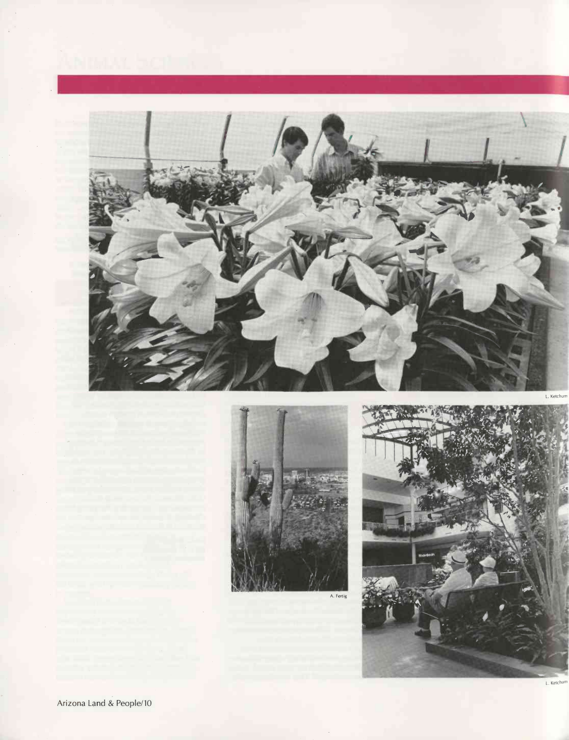L. Ketchum

A. Fertig

L. Ketchum